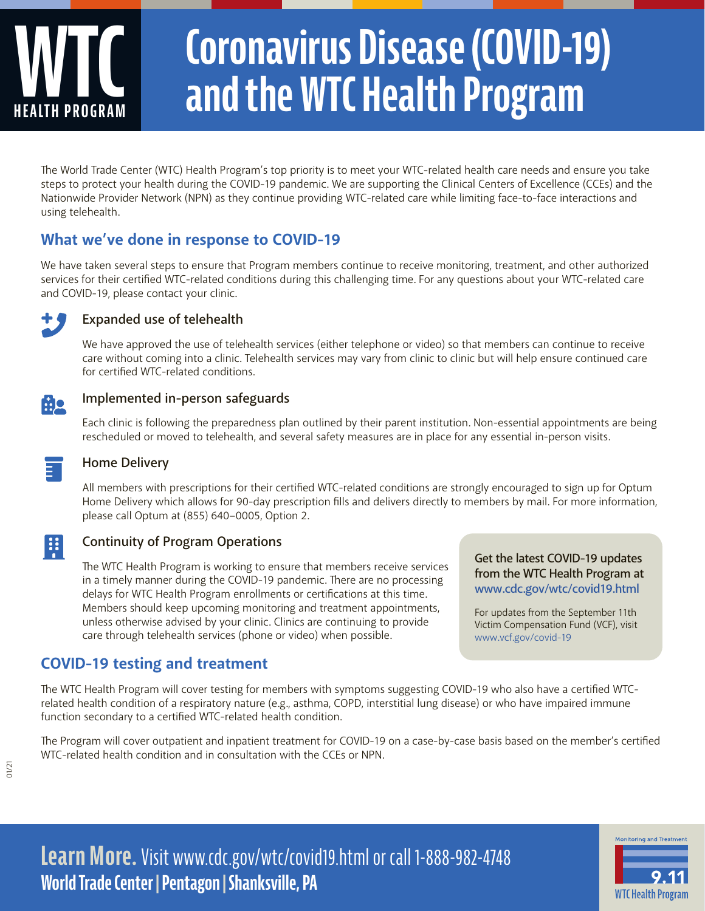# Coronavirus Disease (COVID-19) and the WTC Health Program

The World Trade Center (WTC) Health Program's top priority is to meet your WTC-related health care needs and ensure you take steps to protect your health during the COVID-19 pandemic. We are supporting the Clinical Centers of Excellence (CCEs) and the Nationwide Provider Network (NPN) as they continue providing WTC-related care while limiting face-to-face interactions and using telehealth.

## What we've done in response to COVID-19

We have taken several steps to ensure that Program members continue to receive monitoring, treatment, and other authorized services for their certified WTC-related conditions during this challenging time. For any questions about your WTC-related care and COVID-19, please contact your clinic.

### Expanded use of telehealth

We have approved the use of telehealth services (either telephone or video) so that members can continue to receive care without coming into a clinic. Telehealth services may vary from clinic to clinic but will help ensure continued care for certified WTC-related conditions.

### Implemented in-person safeguards

Each clinic is following the preparedness plan outlined by their parent institution. Non-essential appointments are being rescheduled or moved to telehealth, and several safety measures are in place for any essential in-person visits.

### Home Delivery

All members with prescriptions for their certified WTC-related conditions are strongly encouraged to sign up for Optum Home Delivery which allows for 90-day prescription fills and delivers directly to members by mail. For more information, please call Optum at (855) 640–0005, Option 2.

### Continuity of Program Operations

The WTC Health Program is working to ensure that members receive services in a timely manner during the COVID-19 pandemic. There are no processing delays for WTC Health Program enrollments or certifications at this time. Members should keep upcoming monitoring and treatment appointments, unless otherwise advised by your clinic. Clinics are continuing to provide care through telehealth services (phone or video) when possible.

**Get the latest COVID-19 updates from the WTC Health Program at www.cdc.gov/wtc/covid19.html**

For updates from the September 11th Victim Compensation Fund (VCF), visit www.vcf.gov/covid-19

## COVID-19 testing and treatment

The WTC Health Program will cover testing for members with symptoms suggesting COVID-19 who also have a certified WTC-related health condition of a respiratory nature (e.g., asthma, COPD, interstitial lung disease) or who have impaired immune function secondary to a certified WTC-related health condition.

The Program will cover outpatient and inpatient treatment for COVID-19 on a case-by-case basis based on the member's certified WTC-related health condition and in consultation with the CCEs or NPN.

01/21

**Learn More.** Visit www.cdc.gov/wtc/covid19.html or call 1-888-982-4748

**World Trade Center | Pentagon | Shanksville, PA**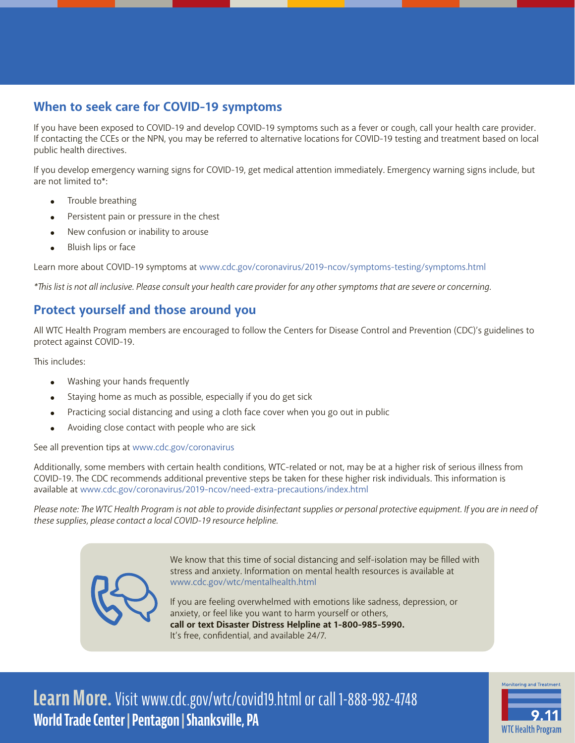## When to seek care for COVID-19 symptoms

If you have been exposed to COVID-19 and develop COVID-19 symptoms such as a fever or cough, call your health care provider. If contacting the CCEs or the NPN, you may be referred to alternative locations for COVID-19 testing and treatment based on local public health directives.

If you develop emergency warning signs for COVID-19, get medical attention immediately. Emergency warning signs include, but are not limited to*:

- Trouble breathing
- Persistent pain or pressure in the chest
- New confusion or inability to arouse
- Bluish lips or face

Learn more about COVID-19 symptoms at www.cdc.gov/coronavirus/2019-ncov/symptoms-testing/symptoms.html

*\*This list is not all inclusive. Please consult your health care provider for any other symptoms that are severe or concerning.*

## Protect yourself and those around you

All WTC Health Program members are encouraged to follow the Centers for Disease Control and Prevention (CDC)'s guidelines to protect against COVID-19.

This includes:

- Washing your hands frequently
- Staying home as much as possible, especially if you do get sick
- Practicing social distancing and using a cloth face cover when you go out in public
- Avoiding close contact with people who are sick

See all prevention tips at www.cdc.gov/coronavirus

Additionally, some members with certain health conditions, WTC-related or not, may be at a higher risk of serious illness from COVID-19. The CDC recommends additional preventive steps be taken for these higher risk individuals. This information is available at www.cdc.gov/coronavirus/2019-ncov/need-extra-precautions/index.html

*Please note: The WTC Health Program is not able to provide disinfectant supplies or personal protective equipment. If you are in need of these supplies, please contact a local COVID-19 resource helpline.*

We know that this time of social distancing and self-isolation may be filled with stress and anxiety. Information on mental health resources is available at www.cdc.gov/wtc/mentalhealth.html

If you are feeling overwhelmed with emotions like sadness, depression, or anxiety, or feel like you want to harm yourself or others, **call or text Disaster Distress Helpline at 1-800-985-5990.** It's free, confidential, and available 24/7.

**Learn More.** Visit www.cdc.gov/wtc/covid19.html or call 1-888-982-4748

**World Trade Center | Pentagon | Shanksville, PA**

Monitoring and Treatment 9.11 WTC Health Program